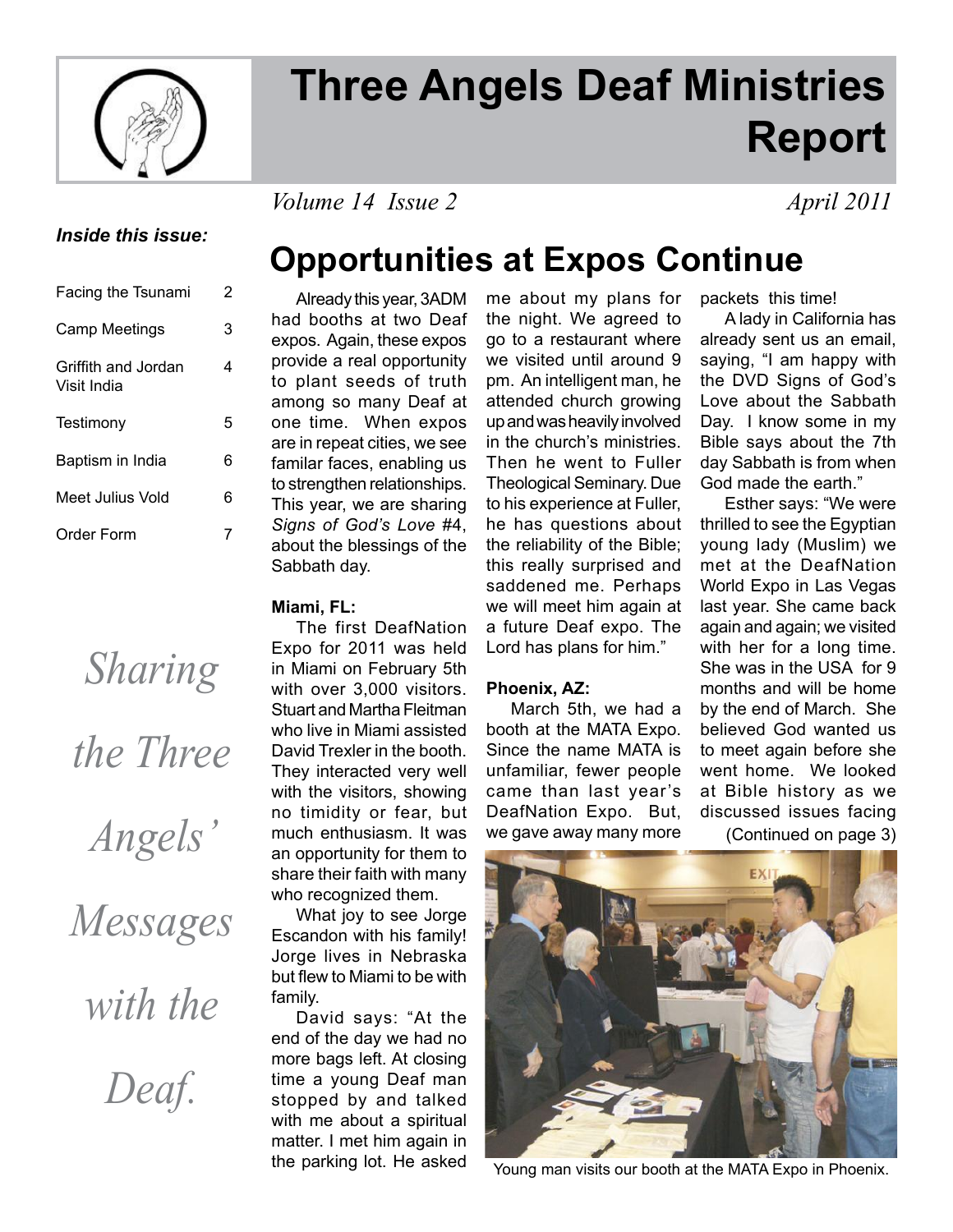# Three Angels Deaf Ministries Report

*Volume 14 Issue 2* *April 2011*

***Inside this issue:***

| | |
|---|---|
| Facing the Tsunami | 2 |
| Camp Meetings | 3 |
| Griffith and Jordan Visit India | 4 |
| Testimony | 5 |
| Baptism in India | 6 |
| Meet Julius Vold | 6 |
| Order Form | 7 |

*Sharing the Three Angels' Messages with the Deaf.*

## Opportunities at Expos Continue

Already this year, 3ADM had booths at two Deaf expos. Again, these expos provide a real opportunity to plant seeds of truth among so many Deaf at one time. When expos are in repeat cities, we see familar faces, enabling us to strengthen relationships. This year, we are sharing *Signs of God's Love* #4, about the blessings of the Sabbath day.

**Miami, FL:**

The first DeafNation Expo for 2011 was held in Miami on February 5th with over 3,000 visitors. Stuart and Martha Fleitman who live in Miami assisted David Trexler in the booth. They interacted very well with the visitors, showing no timidity or fear, but much enthusiasm. It was an opportunity for them to share their faith with many who recognized them.

What joy to see Jorge Escandon with his family! Jorge lives in Nebraska but flew to Miami to be with family.

David says: "At the end of the day we had no more bags left. At closing time a young Deaf man stopped by and talked with me about a spiritual matter. I met him again in the parking lot. He asked me about my plans for the night. We agreed to go to a restaurant where we visited until around 9 pm. An intelligent man, he attended church growing up and was heavily involved in the church's ministries. Then he went to Fuller Theological Seminary. Due to his experience at Fuller, he has questions about the reliability of the Bible; this really surprised and saddened me. Perhaps we will meet him again at a future Deaf expo. The Lord has plans for him."

**Phoenix, AZ:**

March 5th, we had a booth at the MATA Expo. Since the name MATA is unfamiliar, fewer people came than last year's DeafNation Expo. But, we gave away many more packets this time!

A lady in California has already sent us an email, saying, "I am happy with the DVD Signs of God's Love about the Sabbath Day. I know some in my Bible says about the 7th day Sabbath is from when God made the earth."

Esther says: "We were thrilled to see the Egyptian young lady (Muslim) we met at the DeafNation World Expo in Las Vegas last year. She came back again and again; we visited with her for a long time. She was in the USA for 9 months and will be home by the end of March. She believed God wanted us to meet again before she went home. We looked at Bible history as we discussed issues facing

(Continued on page 3)

Young man visits our booth at the MATA Expo in Phoenix.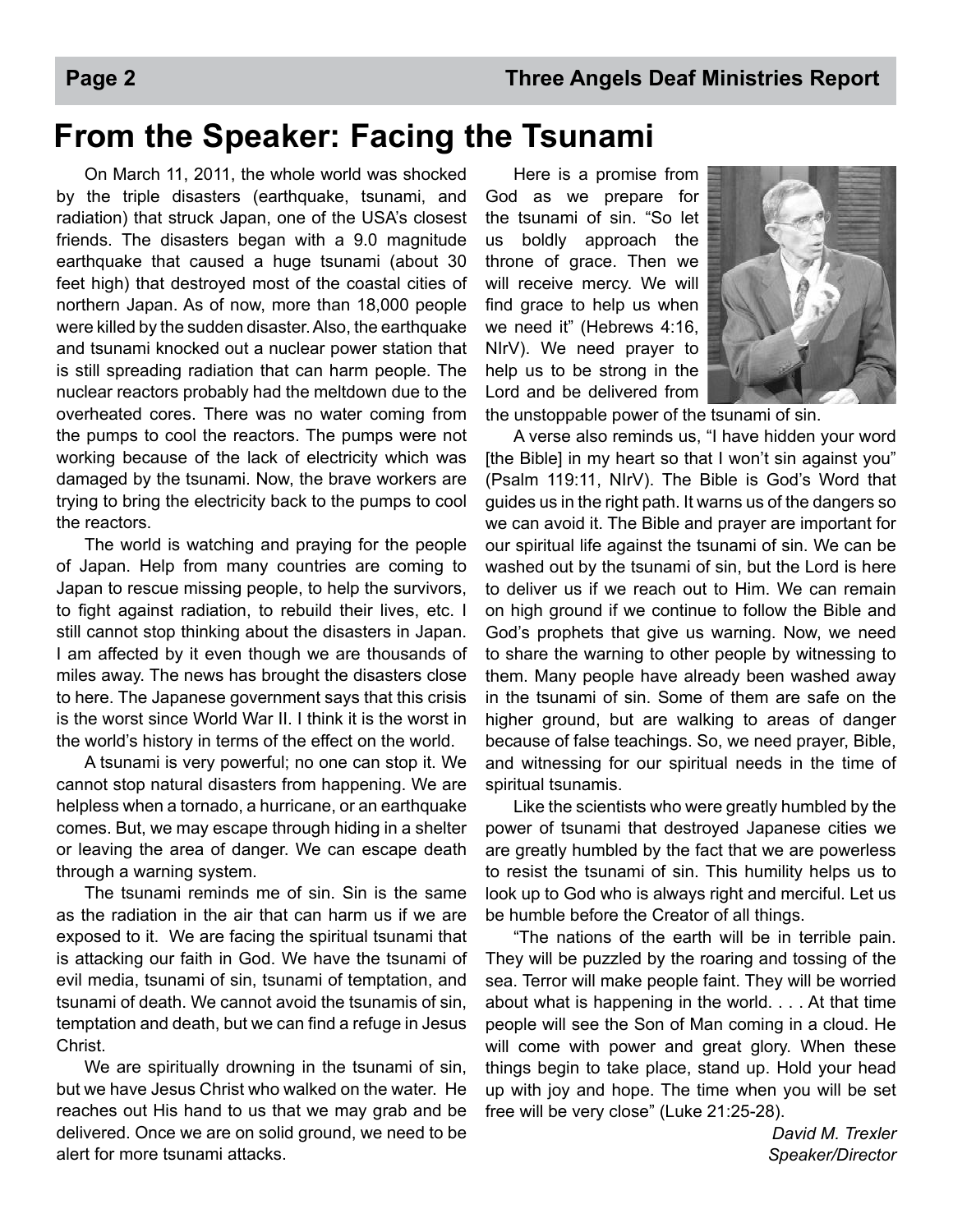# From the Speaker: Facing the Tsunami

On March 11, 2011, the whole world was shocked by the triple disasters (earthquake, tsunami, and radiation) that struck Japan, one of the USA's closest friends. The disasters began with a 9.0 magnitude earthquake that caused a huge tsunami (about 30 feet high) that destroyed most of the coastal cities of northern Japan. As of now, more than 18,000 people were killed by the sudden disaster. Also, the earthquake and tsunami knocked out a nuclear power station that is still spreading radiation that can harm people. The nuclear reactors probably had the meltdown due to the overheated cores. There was no water coming from the pumps to cool the reactors. The pumps were not working because of the lack of electricity which was damaged by the tsunami. Now, the brave workers are trying to bring the electricity back to the pumps to cool the reactors.

The world is watching and praying for the people of Japan. Help from many countries are coming to Japan to rescue missing people, to help the survivors, to fight against radiation, to rebuild their lives, etc. I still cannot stop thinking about the disasters in Japan. I am affected by it even though we are thousands of miles away. The news has brought the disasters close to here. The Japanese government says that this crisis is the worst since World War II. I think it is the worst in the world's history in terms of the effect on the world.

A tsunami is very powerful; no one can stop it. We cannot stop natural disasters from happening. We are helpless when a tornado, a hurricane, or an earthquake comes. But, we may escape through hiding in a shelter or leaving the area of danger. We can escape death through a warning system.

The tsunami reminds me of sin. Sin is the same as the radiation in the air that can harm us if we are exposed to it. We are facing the spiritual tsunami that is attacking our faith in God. We have the tsunami of evil media, tsunami of sin, tsunami of temptation, and tsunami of death. We cannot avoid the tsunamis of sin, temptation and death, but we can find a refuge in Jesus Christ.

We are spiritually drowning in the tsunami of sin, but we have Jesus Christ who walked on the water. He reaches out His hand to us that we may grab and be delivered. Once we are on solid ground, we need to be alert for more tsunami attacks.

Here is a promise from God as we prepare for the tsunami of sin. "So let us boldly approach the throne of grace. Then we will receive mercy. We will find grace to help us when we need it" (Hebrews 4:16, NIrV). We need prayer to help us to be strong in the Lord and be delivered from the unstoppable power of the tsunami of sin.

A verse also reminds us, "I have hidden your word [the Bible] in my heart so that I won't sin against you" (Psalm 119:11, NIrV). The Bible is God's Word that guides us in the right path. It warns us of the dangers so we can avoid it. The Bible and prayer are important for our spiritual life against the tsunami of sin. We can be washed out by the tsunami of sin, but the Lord is here to deliver us if we reach out to Him. We can remain on high ground if we continue to follow the Bible and God's prophets that give us warning. Now, we need to share the warning to other people by witnessing to them. Many people have already been washed away in the tsunami of sin. Some of them are safe on the higher ground, but are walking to areas of danger because of false teachings. So, we need prayer, Bible, and witnessing for our spiritual needs in the time of spiritual tsunamis.

Like the scientists who were greatly humbled by the power of tsunami that destroyed Japanese cities we are greatly humbled by the fact that we are powerless to resist the tsunami of sin. This humility helps us to look up to God who is always right and merciful. Let us be humble before the Creator of all things.

"The nations of the earth will be in terrible pain. They will be puzzled by the roaring and tossing of the sea. Terror will make people faint. They will be worried about what is happening in the world. . . . At that time people will see the Son of Man coming in a cloud. He will come with power and great glory. When these things begin to take place, stand up. Hold your head up with joy and hope. The time when you will be set free will be very close" (Luke 21:25-28).

*David M. Trexler*
*Speaker/Director*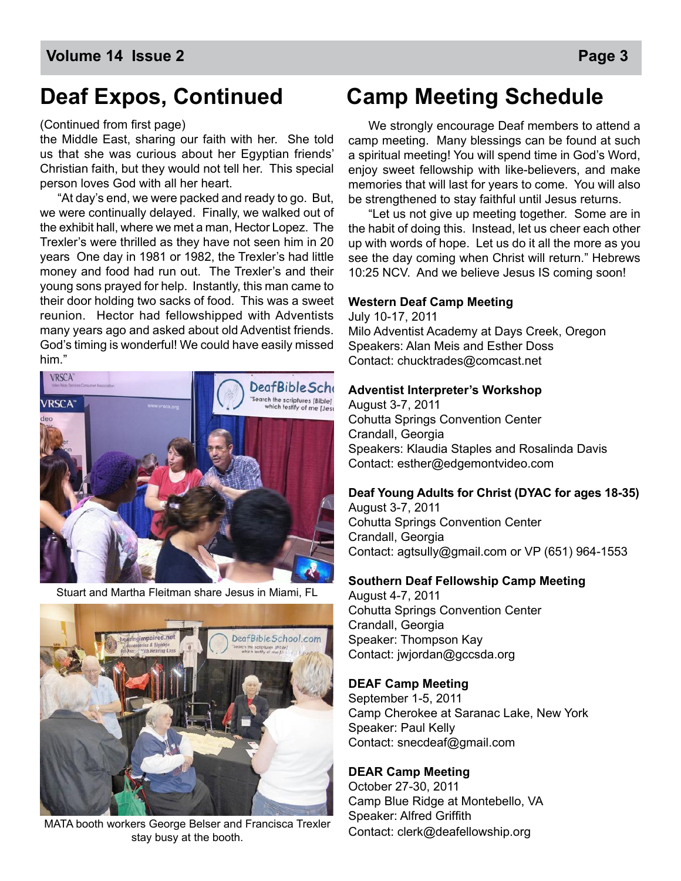## Deaf Expos, Continued

(Continued from first page)
the Middle East, sharing our faith with her. She told us that she was curious about her Egyptian friends' Christian faith, but they would not tell her. This special person loves God with all her heart.

"At day's end, we were packed and ready to go. But, we were continually delayed. Finally, we walked out of the exhibit hall, where we met a man, Hector Lopez. The Trexler's were thrilled as they have not seen him in 20 years One day in 1981 or 1982, the Trexler's had little money and food had run out. The Trexler's and their young sons prayed for help. Instantly, this man came to their door holding two sacks of food. This was a sweet reunion. Hector had fellowshipped with Adventists many years ago and asked about old Adventist friends. God's timing is wonderful! We could have easily missed him."

Stuart and Martha Fleitman share Jesus in Miami, FL

MATA booth workers George Belser and Francisca Trexler stay busy at the booth.

## Camp Meeting Schedule

We strongly encourage Deaf members to attend a camp meeting. Many blessings can be found at such a spiritual meeting! You will spend time in God's Word, enjoy sweet fellowship with like-believers, and make memories that will last for years to come. You will also be strengthened to stay faithful until Jesus returns.

"Let us not give up meeting together. Some are in the habit of doing this. Instead, let us cheer each other up with words of hope. Let us do it all the more as you see the day coming when Christ will return." Hebrews 10:25 NCV. And we believe Jesus IS coming soon!

**Western Deaf Camp Meeting**
July 10-17, 2011
Milo Adventist Academy at Days Creek, Oregon
Speakers: Alan Meis and Esther Doss
Contact: chucktrades@comcast.net

**Adventist Interpreter's Workshop**
August 3-7, 2011
Cohutta Springs Convention Center
Crandall, Georgia
Speakers: Klaudia Staples and Rosalinda Davis
Contact: esther@edgemontvideo.com

**Deaf Young Adults for Christ (DYAC for ages 18-35)**
August 3-7, 2011
Cohutta Springs Convention Center
Crandall, Georgia
Contact: agtsully@gmail.com or VP (651) 964-1553

**Southern Deaf Fellowship Camp Meeting**
August 4-7, 2011
Cohutta Springs Convention Center
Crandall, Georgia
Speaker: Thompson Kay
Contact: jwjordan@gccsda.org

**DEAF Camp Meeting**
September 1-5, 2011
Camp Cherokee at Saranac Lake, New York
Speaker: Paul Kelly
Contact: snecdeaf@gmail.com

**DEAR Camp Meeting**
October 27-30, 2011
Camp Blue Ridge at Montebello, VA
Speaker: Alfred Griffith
Contact: clerk@deafellowship.org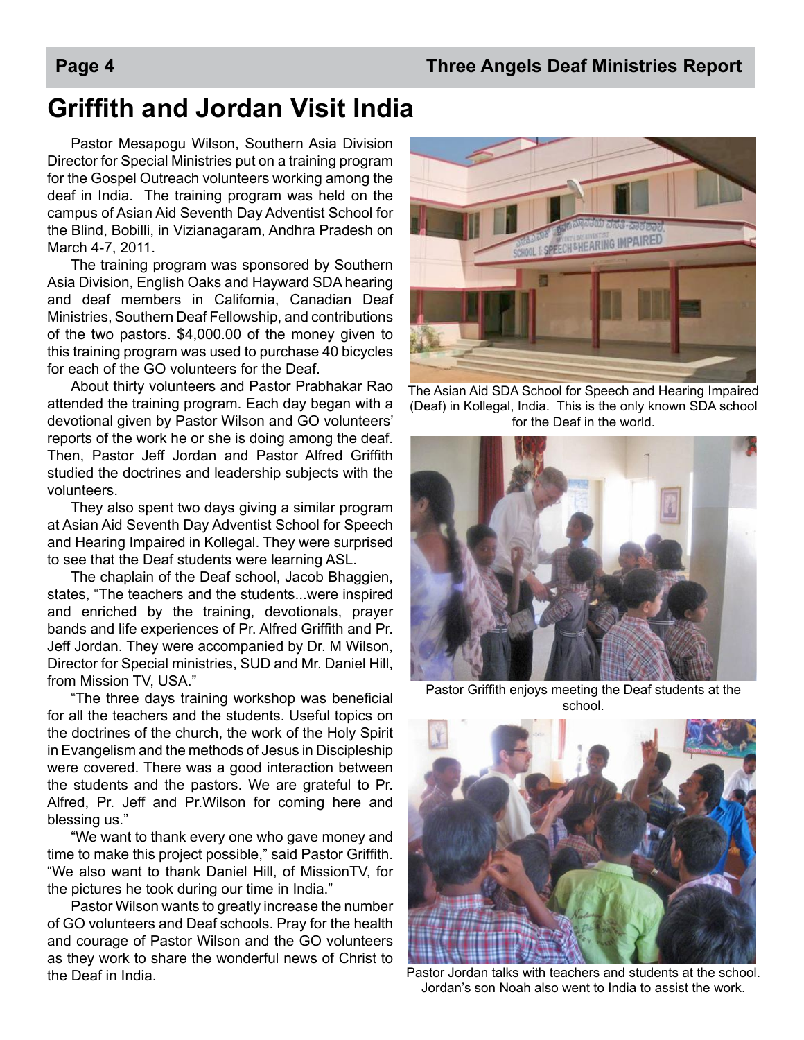# Griffith and Jordan Visit India

Pastor Mesapogu Wilson, Southern Asia Division Director for Special Ministries put on a training program for the Gospel Outreach volunteers working among the deaf in India. The training program was held on the campus of Asian Aid Seventh Day Adventist School for the Blind, Bobilli, in Vizianagaram, Andhra Pradesh on March 4-7, 2011.

The training program was sponsored by Southern Asia Division, English Oaks and Hayward SDA hearing and deaf members in California, Canadian Deaf Ministries, Southern Deaf Fellowship, and contributions of the two pastors. $4,000.00 of the money given to this training program was used to purchase 40 bicycles for each of the GO volunteers for the Deaf.

About thirty volunteers and Pastor Prabhakar Rao attended the training program. Each day began with a devotional given by Pastor Wilson and GO volunteers' reports of the work he or she is doing among the deaf. Then, Pastor Jeff Jordan and Pastor Alfred Griffith studied the doctrines and leadership subjects with the volunteers.

They also spent two days giving a similar program at Asian Aid Seventh Day Adventist School for Speech and Hearing Impaired in Kollegal. They were surprised to see that the Deaf students were learning ASL.

The chaplain of the Deaf school, Jacob Bhaggien, states, "The teachers and the students...were inspired and enriched by the training, devotionals, prayer bands and life experiences of Pr. Alfred Griffith and Pr. Jeff Jordan. They were accompanied by Dr. M Wilson, Director for Special ministries, SUD and Mr. Daniel Hill, from Mission TV, USA."

"The three days training workshop was beneficial for all the teachers and the students. Useful topics on the doctrines of the church, the work of the Holy Spirit in Evangelism and the methods of Jesus in Discipleship were covered. There was a good interaction between the students and the pastors. We are grateful to Pr. Alfred, Pr. Jeff and Pr.Wilson for coming here and blessing us."

"We want to thank every one who gave money and time to make this project possible," said Pastor Griffith. "We also want to thank Daniel Hill, of MissionTV, for the pictures he took during our time in India."

Pastor Wilson wants to greatly increase the number of GO volunteers and Deaf schools. Pray for the health and courage of Pastor Wilson and the GO volunteers as they work to share the wonderful news of Christ to the Deaf in India.

The Asian Aid SDA School for Speech and Hearing Impaired (Deaf) in Kollegal, India. This is the only known SDA school for the Deaf in the world.

Pastor Griffith enjoys meeting the Deaf students at the school.

Pastor Jordan talks with teachers and students at the school. Jordan's son Noah also went to India to assist the work.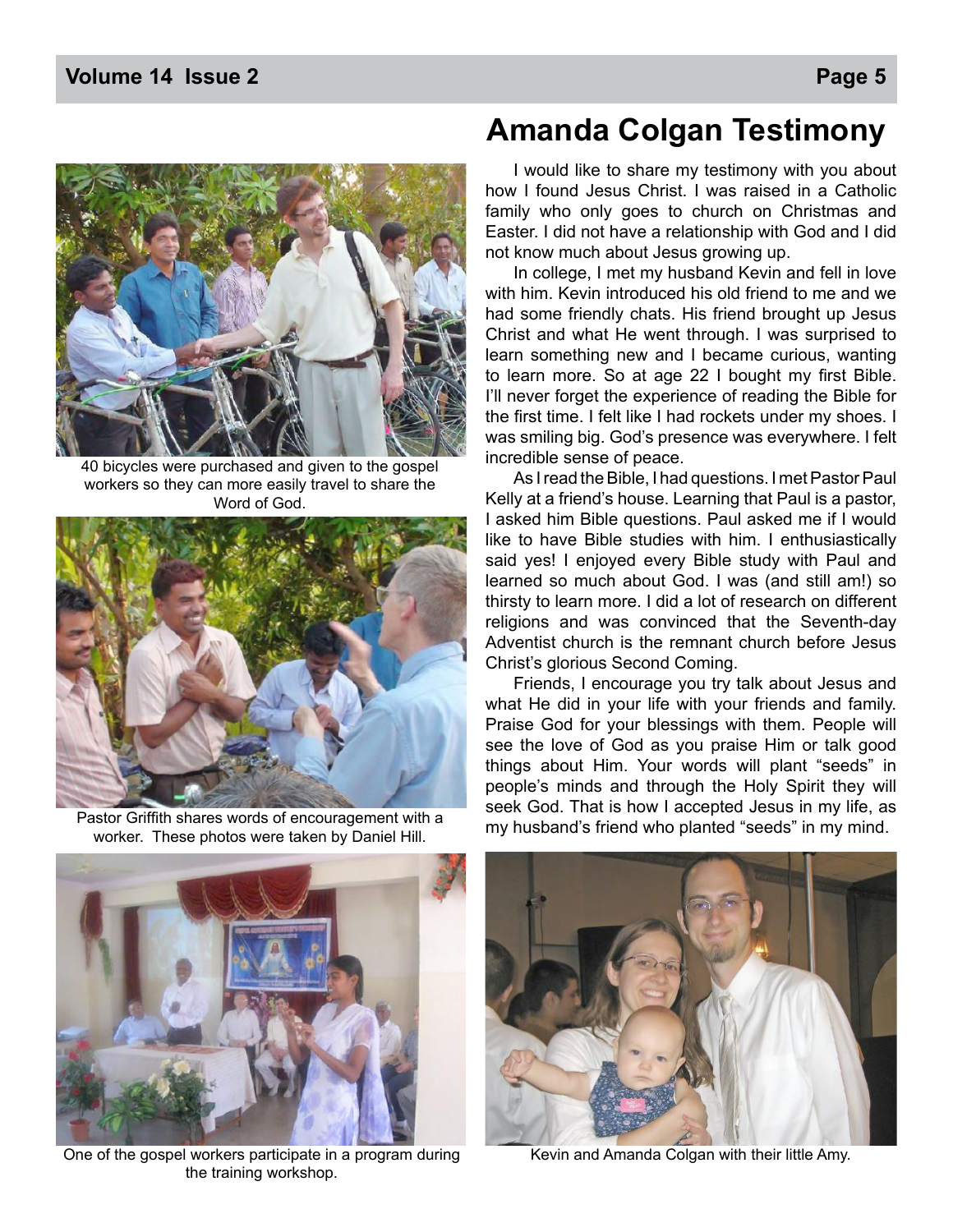# Amanda Colgan Testimony

I would like to share my testimony with you about how I found Jesus Christ. I was raised in a Catholic family who only goes to church on Christmas and Easter. I did not have a relationship with God and I did not know much about Jesus growing up.

In college, I met my husband Kevin and fell in love with him. Kevin introduced his old friend to me and we had some friendly chats. His friend brought up Jesus Christ and what He went through. I was surprised to learn something new and I became curious, wanting to learn more. So at age 22 I bought my first Bible. I'll never forget the experience of reading the Bible for the first time. I felt like I had rockets under my shoes. I was smiling big. God's presence was everywhere. I felt incredible sense of peace.

As I read the Bible, I had questions. I met Pastor Paul Kelly at a friend's house. Learning that Paul is a pastor, I asked him Bible questions. Paul asked me if I would like to have Bible studies with him. I enthusiastically said yes! I enjoyed every Bible study with Paul and learned so much about God. I was (and still am!) so thirsty to learn more. I did a lot of research on different religions and was convinced that the Seventh-day Adventist church is the remnant church before Jesus Christ's glorious Second Coming.

Friends, I encourage you try talk about Jesus and what He did in your life with your friends and family. Praise God for your blessings with them. People will see the love of God as you praise Him or talk good things about Him. Your words will plant "seeds" in people's minds and through the Holy Spirit they will seek God. That is how I accepted Jesus in my life, as my husband's friend who planted "seeds" in my mind.

40 bicycles were purchased and given to the gospel workers so they can more easily travel to share the Word of God.

Pastor Griffith shares words of encouragement with a worker. These photos were taken by Daniel Hill.

One of the gospel workers participate in a program during the training workshop.

Kevin and Amanda Colgan with their little Amy.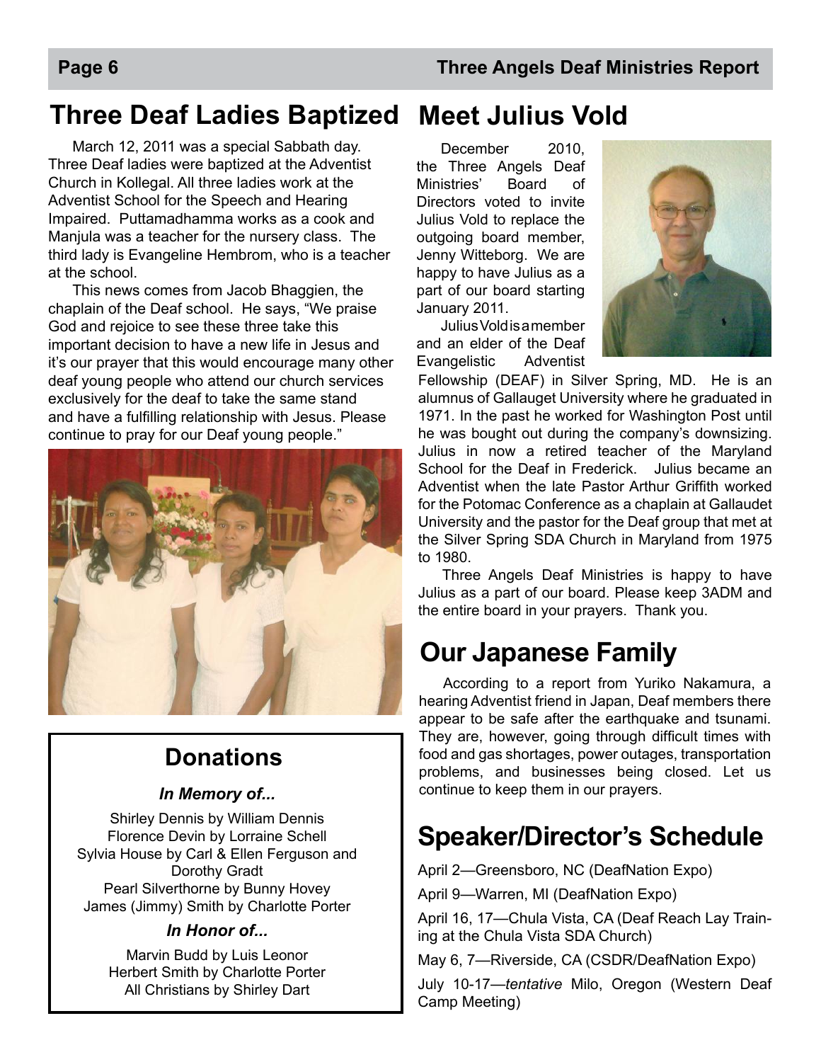## Three Deaf Ladies Baptized

March 12, 2011 was a special Sabbath day. Three Deaf ladies were baptized at the Adventist Church in Kollegal. All three ladies work at the Adventist School for the Speech and Hearing Impaired. Puttamadhamma works as a cook and Manjula was a teacher for the nursery class. The third lady is Evangeline Hembrom, who is a teacher at the school.

This news comes from Jacob Bhaggien, the chaplain of the Deaf school. He says, "We praise God and rejoice to see these three take this important decision to have a new life in Jesus and it's our prayer that this would encourage many other deaf young people who attend our church services exclusively for the deaf to take the same stand and have a fulfilling relationship with Jesus. Please continue to pray for our Deaf young people."

## Donations

### *In Memory of...*

Shirley Dennis by William Dennis
Florence Devin by Lorraine Schell
Sylvia House by Carl & Ellen Ferguson and Dorothy Gradt
Pearl Silverthorne by Bunny Hovey
James (Jimmy) Smith by Charlotte Porter

### *In Honor of...*

Marvin Budd by Luis Leonor
Herbert Smith by Charlotte Porter
All Christians by Shirley Dart

## Meet Julius Vold

December 2010, the Three Angels Deaf Ministries' Board of Directors voted to invite Julius Vold to replace the outgoing board member, Jenny Witteborg. We are happy to have Julius as a part of our board starting January 2011.

Julius Vold is a member and an elder of the Deaf Evangelistic Adventist Fellowship (DEAF) in Silver Spring, MD. He is an alumnus of Gallauget University where he graduated in 1971. In the past he worked for Washington Post until he was bought out during the company's downsizing. Julius in now a retired teacher of the Maryland School for the Deaf in Frederick. Julius became an Adventist when the late Pastor Arthur Griffith worked for the Potomac Conference as a chaplain at Gallaudet University and the pastor for the Deaf group that met at the Silver Spring SDA Church in Maryland from 1975 to 1980.

Three Angels Deaf Ministries is happy to have Julius as a part of our board. Please keep 3ADM and the entire board in your prayers. Thank you.

## Our Japanese Family

According to a report from Yuriko Nakamura, a hearing Adventist friend in Japan, Deaf members there appear to be safe after the earthquake and tsunami. They are, however, going through difficult times with food and gas shortages, power outages, transportation problems, and businesses being closed. Let us continue to keep them in our prayers.

## Speaker/Director's Schedule

April 2—Greensboro, NC (DeafNation Expo)

April 9—Warren, MI (DeafNation Expo)

April 16, 17—Chula Vista, CA (Deaf Reach Lay Training at the Chula Vista SDA Church)

May 6, 7—Riverside, CA (CSDR/DeafNation Expo)

July 10-17—*tentative* Milo, Oregon (Western Deaf Camp Meeting)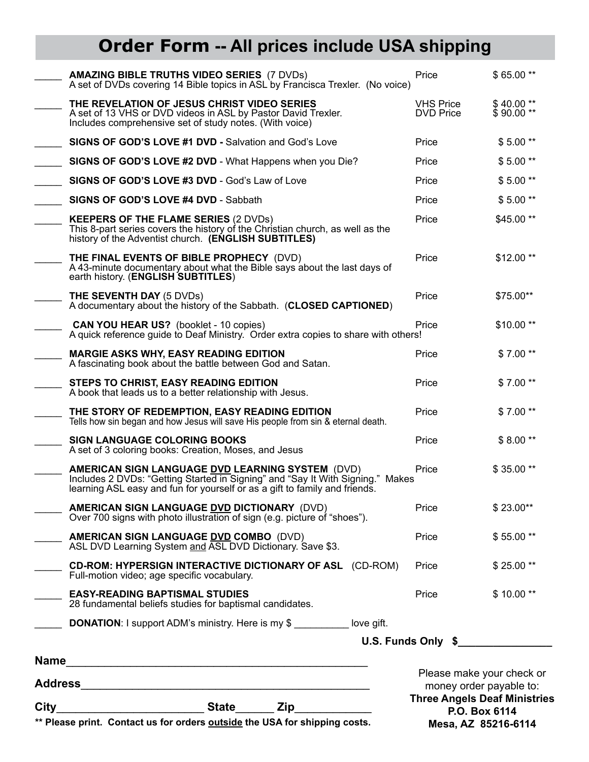# Order Form -- All prices include USA shipping

| Qty | Item | | Price |
|---|---|---|---|
| _____ | **AMAZING BIBLE TRUTHS VIDEO SERIES** (7 DVDs)<br>A set of DVDs covering 14 Bible topics in ASL by Francisca Trexler. (No voice) | Price | $ 65.00 ** |
| _____ | **THE REVELATION OF JESUS CHRIST VIDEO SERIES**<br>A set of 13 VHS or DVD videos in ASL by Pastor David Trexler. Includes comprehensive set of study notes. (With voice) | VHS Price<br>DVD Price | $ 40.00 **<br>$ 90.00 ** |
| _____ | **SIGNS OF GOD'S LOVE #1 DVD -** Salvation and God's Love | Price | $ 5.00 ** |
| _____ | **SIGNS OF GOD'S LOVE #2 DVD** - What Happens when you Die? | Price | $ 5.00 ** |
| _____ | **SIGNS OF GOD'S LOVE #3 DVD** - God's Law of Love | Price | $ 5.00 ** |
| _____ | **SIGNS OF GOD'S LOVE #4 DVD** - Sabbath | Price | $ 5.00 ** |
| _____ | **KEEPERS OF THE FLAME SERIES** (2 DVDs)<br>This 8-part series covers the history of the Christian church, as well as the history of the Adventist church. **(ENGLISH SUBTITLES)** | Price | $45.00 ** |
| _____ | **THE FINAL EVENTS OF BIBLE PROPHECY** (DVD)<br>A 43-minute documentary about what the Bible says about the last days of earth history. (**ENGLISH SUBTITLES**) | Price | $12.00 ** |
| _____ | **THE SEVENTH DAY** (5 DVDs)<br>A documentary about the history of the Sabbath. (**CLOSED CAPTIONED**) | Price | $75.00** |
| _____ | **CAN YOU HEAR US?** (booklet - 10 copies)<br>A quick reference guide to Deaf Ministry. Order extra copies to share with others! | Price | $10.00 ** |
| _____ | **MARGIE ASKS WHY, EASY READING EDITION**<br>A fascinating book about the battle between God and Satan. | Price | $ 7.00 ** |
| _____ | **STEPS TO CHRIST, EASY READING EDITION**<br>A book that leads us to a better relationship with Jesus. | Price | $ 7.00 ** |
| _____ | **THE STORY OF REDEMPTION, EASY READING EDITION**<br>Tells how sin began and how Jesus will save His people from sin & eternal death. | Price | $ 7.00 ** |
| _____ | **SIGN LANGUAGE COLORING BOOKS**<br>A set of 3 coloring books: Creation, Moses, and Jesus | Price | $ 8.00 ** |
| _____ | **AMERICAN SIGN LANGUAGE DVD LEARNING SYSTEM** (DVD)<br>Includes 2 DVDs: "Getting Started in Signing" and "Say It With Signing." Makes learning ASL easy and fun for yourself or as a gift to family and friends. | Price | $ 35.00 ** |
| _____ | **AMERICAN SIGN LANGUAGE DVD DICTIONARY** (DVD)<br>Over 700 signs with photo illustration of sign (e.g. picture of "shoes"). | Price | $ 23.00** |
| _____ | **AMERICAN SIGN LANGUAGE DVD COMBO** (DVD)<br>ASL DVD Learning System and ASL DVD Dictionary. Save $3. | Price | $ 55.00 ** |
| _____ | **CD-ROM: HYPERSIGN INTERACTIVE DICTIONARY OF ASL** (CD-ROM)<br>Full-motion video; age specific vocabulary. | Price | $ 25.00 ** |
| _____ | **EASY-READING BAPTISMAL STUDIES**<br>28 fundamental beliefs studies for baptismal candidates. | Price | $ 10.00 ** |
| _____ | **DONATION**: I support ADM's ministry. Here is my $ __________ love gift. | | |

**U.S. Funds Only $_______________**

**Name**_______________________________________________

**Address**_____________________________________________

**City**______________________ **State**______ **Zip**____________

**** Please print. Contact us for orders outside the USA for shipping costs.**

Please make your check or money order payable to:
**Three Angels Deaf Ministries**
**P.O. Box 6114**
**Mesa, AZ 85216-6114**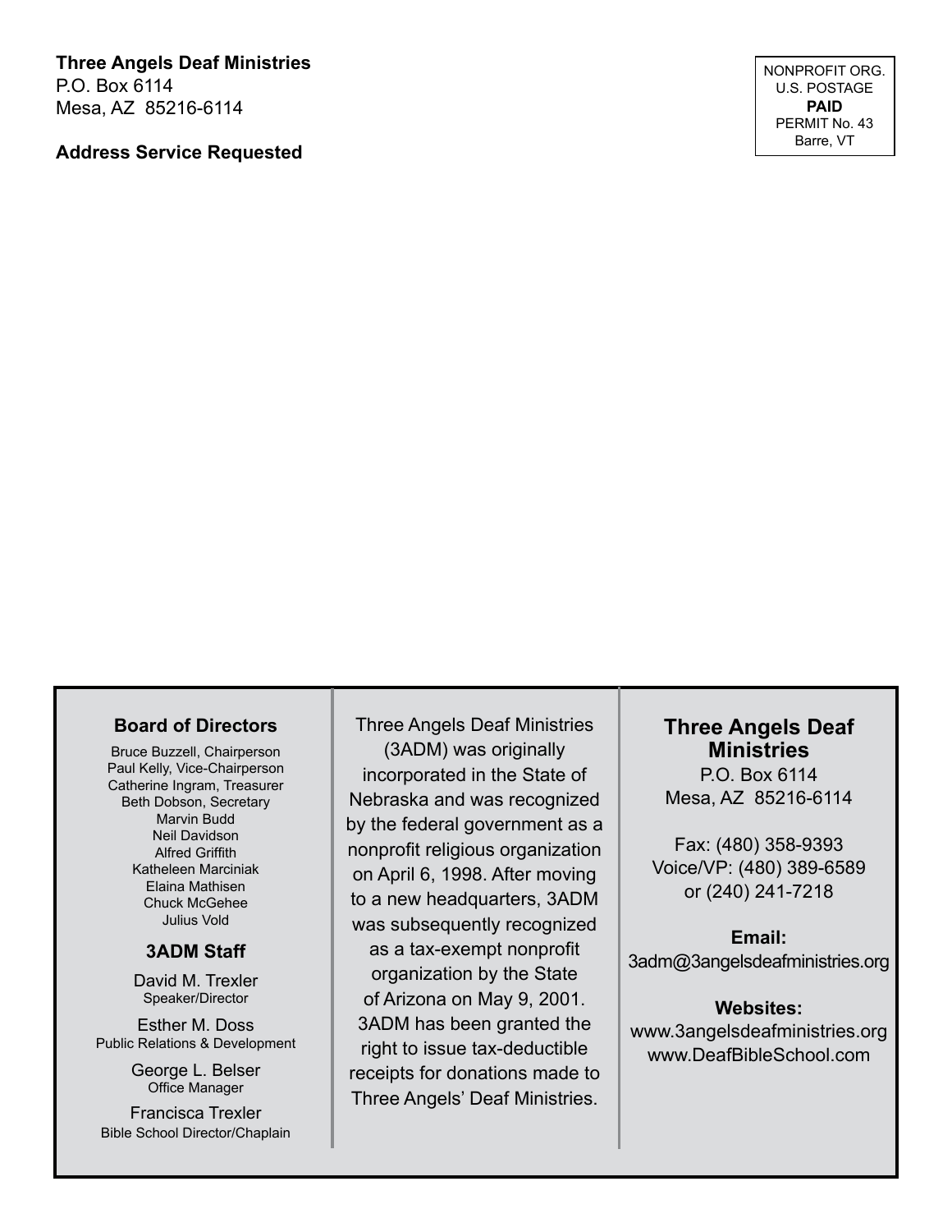**Three Angels Deaf Ministries**
P.O. Box 6114
Mesa, AZ 85216-6114

**Address Service Requested**

NONPROFIT ORG.
U.S. POSTAGE
**PAID**
PERMIT No. 43
Barre, VT

### Board of Directors

Bruce Buzzell, Chairperson
Paul Kelly, Vice-Chairperson
Catherine Ingram, Treasurer
Beth Dobson, Secretary
Marvin Budd
Neil Davidson
Alfred Griffith
Katheleen Marciniak
Elaina Mathisen
Chuck McGehee
Julius Vold

### 3ADM Staff

David M. Trexler
Speaker/Director

Esther M. Doss
Public Relations & Development

George L. Belser
Office Manager

Francisca Trexler
Bible School Director/Chaplain

Three Angels Deaf Ministries (3ADM) was originally incorporated in the State of Nebraska and was recognized by the federal government as a nonprofit religious organization on April 6, 1998. After moving to a new headquarters, 3ADM was subsequently recognized as a tax-exempt nonprofit organization by the State of Arizona on May 9, 2001. 3ADM has been granted the right to issue tax-deductible receipts for donations made to Three Angels' Deaf Ministries.

### Three Angels Deaf Ministries

P.O. Box 6114
Mesa, AZ 85216-6114

Fax: (480) 358-9393
Voice/VP: (480) 389-6589
or (240) 241-7218

**Email:**
3adm@3angelsdeafministries.org

**Websites:**
www.3angelsdeafministries.org
www.DeafBibleSchool.com